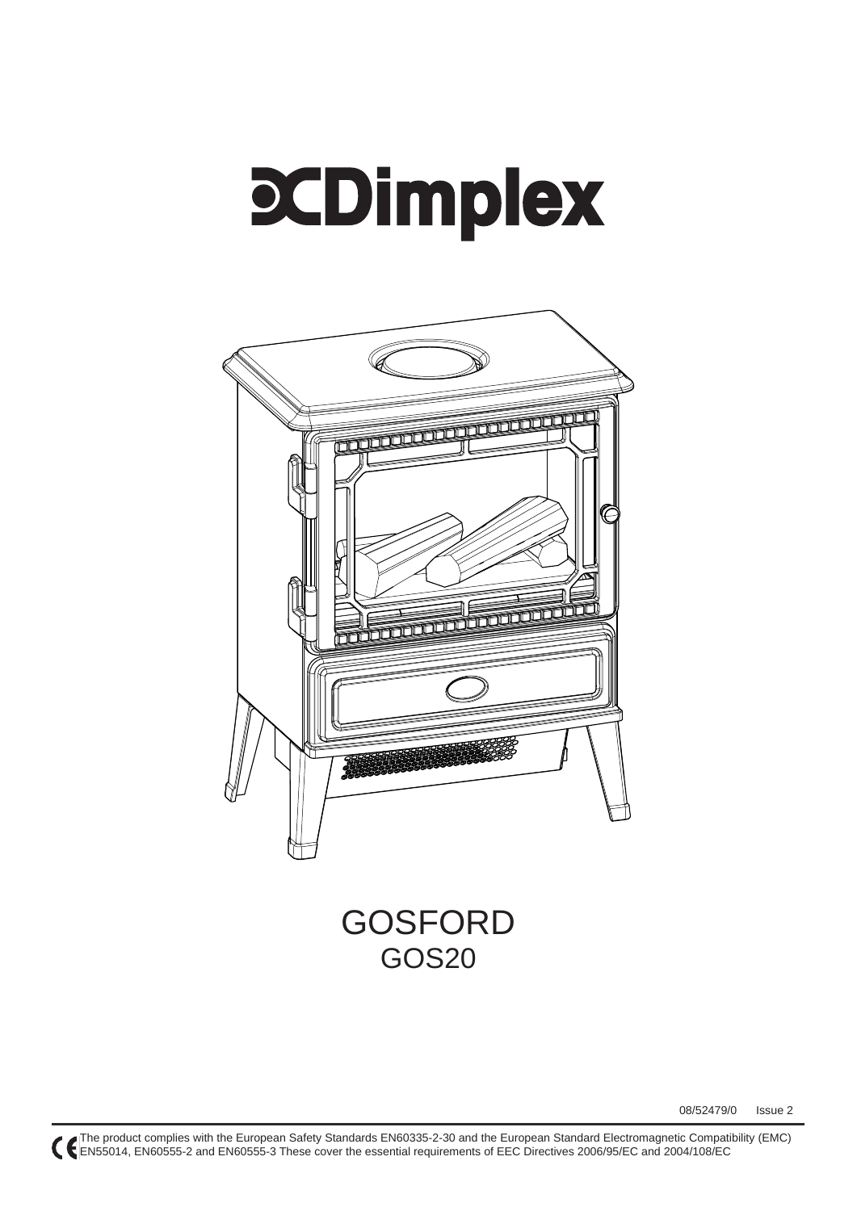# Dimplex

# GOSFORD
## GOS20

08/52479/0 Issue 2

The product complies with the European Safety Standards EN60335-2-30 and the European Standard Electromagnetic Compatibility (EMC) EN55014, EN60555-2 and EN60555-3 These cover the essential requirements of EEC Directives 2006/95/EC and 2004/108/EC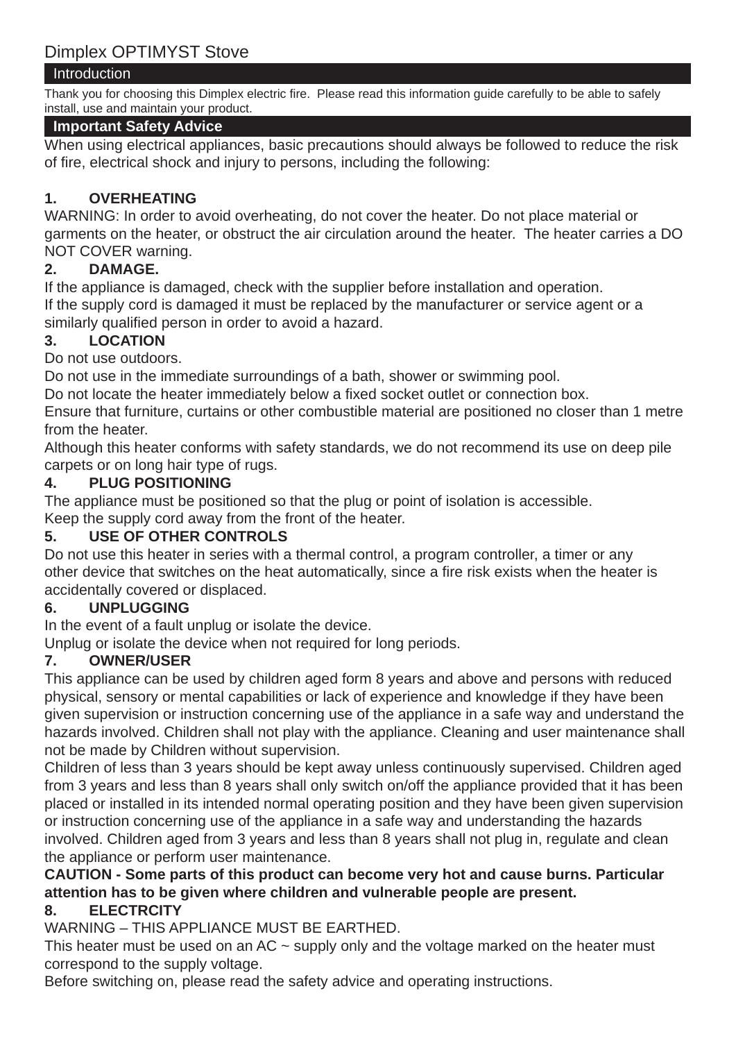# Dimplex OPTIMYST Stove

## Introduction

Thank you for choosing this Dimplex electric fire. Please read this information guide carefully to be able to safely install, use and maintain your product.

## Important Safety Advice

When using electrical appliances, basic precautions should always be followed to reduce the risk of fire, electrical shock and injury to persons, including the following:

**1. OVERHEATING**

WARNING: In order to avoid overheating, do not cover the heater. Do not place material or garments on the heater, or obstruct the air circulation around the heater. The heater carries a DO NOT COVER warning.

**2. DAMAGE.**

If the appliance is damaged, check with the supplier before installation and operation.
If the supply cord is damaged it must be replaced by the manufacturer or service agent or a similarly qualified person in order to avoid a hazard.

**3. LOCATION**

Do not use outdoors.
Do not use in the immediate surroundings of a bath, shower or swimming pool.
Do not locate the heater immediately below a fixed socket outlet or connection box.
Ensure that furniture, curtains or other combustible material are positioned no closer than 1 metre from the heater.
Although this heater conforms with safety standards, we do not recommend its use on deep pile carpets or on long hair type of rugs.

**4. PLUG POSITIONING**

The appliance must be positioned so that the plug or point of isolation is accessible.
Keep the supply cord away from the front of the heater.

**5. USE OF OTHER CONTROLS**

Do not use this heater in series with a thermal control, a program controller, a timer or any other device that switches on the heat automatically, since a fire risk exists when the heater is accidentally covered or displaced.

**6. UNPLUGGING**

In the event of a fault unplug or isolate the device.
Unplug or isolate the device when not required for long periods.

**7. OWNER/USER**

This appliance can be used by children aged form 8 years and above and persons with reduced physical, sensory or mental capabilities or lack of experience and knowledge if they have been given supervision or instruction concerning use of the appliance in a safe way and understand the hazards involved. Children shall not play with the appliance. Cleaning and user maintenance shall not be made by Children without supervision.
Children of less than 3 years should be kept away unless continuously supervised. Children aged from 3 years and less than 8 years shall only switch on/off the appliance provided that it has been placed or installed in its intended normal operating position and they have been given supervision or instruction concerning use of the appliance in a safe way and understanding the hazards involved. Children aged from 3 years and less than 8 years shall not plug in, regulate and clean the appliance or perform user maintenance.

**CAUTION - Some parts of this product can become very hot and cause burns. Particular attention has to be given where children and vulnerable people are present.**

**8. ELECTRCITY**

WARNING – THIS APPLIANCE MUST BE EARTHED.
This heater must be used on an AC ~ supply only and the voltage marked on the heater must correspond to the supply voltage.
Before switching on, please read the safety advice and operating instructions.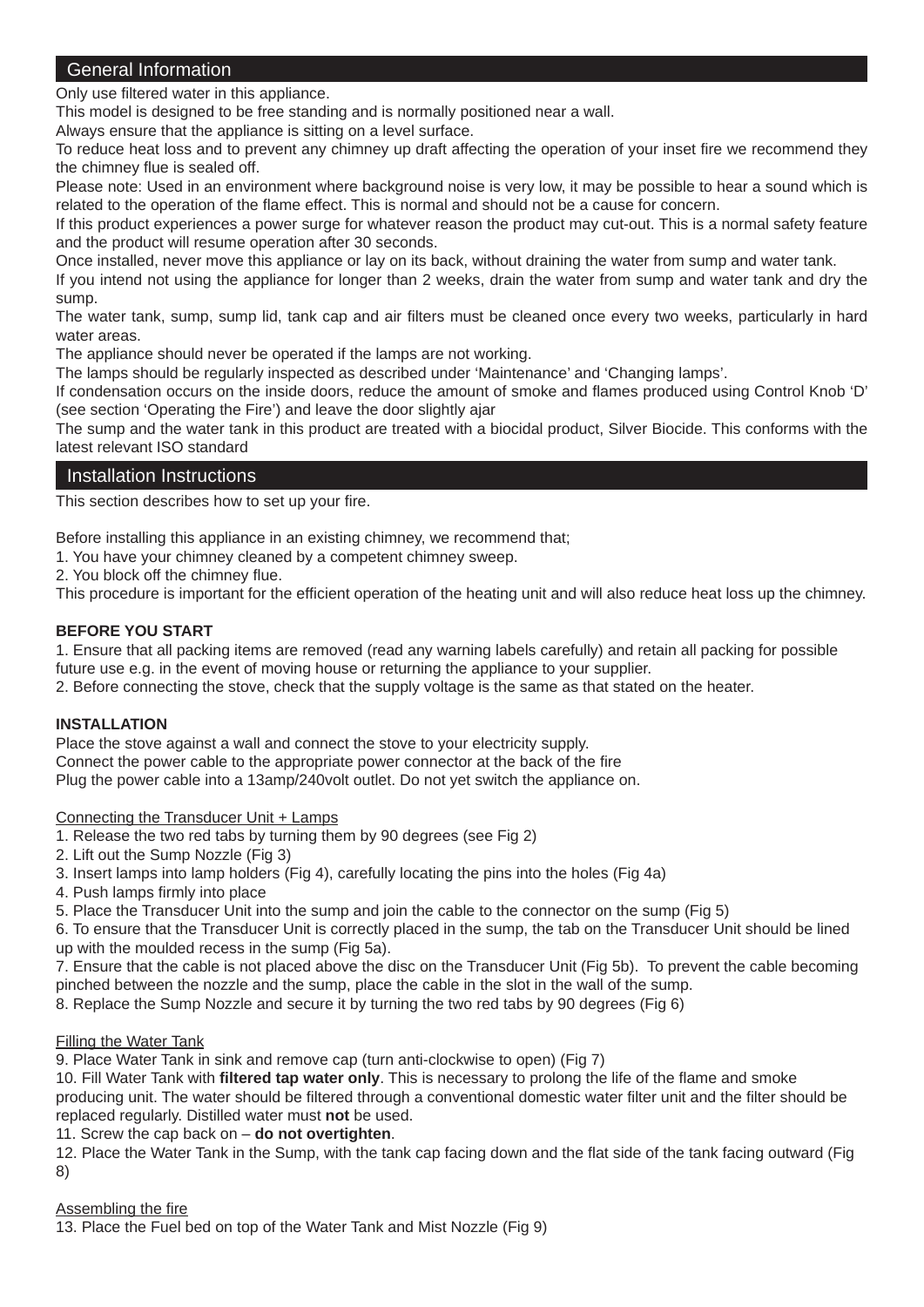## General Information

Only use filtered water in this appliance.

This model is designed to be free standing and is normally positioned near a wall.

Always ensure that the appliance is sitting on a level surface.

To reduce heat loss and to prevent any chimney up draft affecting the operation of your inset fire we recommend they the chimney flue is sealed off.

Please note: Used in an environment where background noise is very low, it may be possible to hear a sound which is related to the operation of the flame effect. This is normal and should not be a cause for concern.

If this product experiences a power surge for whatever reason the product may cut-out. This is a normal safety feature and the product will resume operation after 30 seconds.

Once installed, never move this appliance or lay on its back, without draining the water from sump and water tank.

If you intend not using the appliance for longer than 2 weeks, drain the water from sump and water tank and dry the sump.

The water tank, sump, sump lid, tank cap and air filters must be cleaned once every two weeks, particularly in hard water areas.

The appliance should never be operated if the lamps are not working.

The lamps should be regularly inspected as described under 'Maintenance' and 'Changing lamps'.

If condensation occurs on the inside doors, reduce the amount of smoke and flames produced using Control Knob 'D' (see section 'Operating the Fire') and leave the door slightly ajar

The sump and the water tank in this product are treated with a biocidal product, Silver Biocide. This conforms with the latest relevant ISO standard

## Installation Instructions

This section describes how to set up your fire.

Before installing this appliance in an existing chimney, we recommend that;

1. You have your chimney cleaned by a competent chimney sweep.
2. You block off the chimney flue.

This procedure is important for the efficient operation of the heating unit and will also reduce heat loss up the chimney.

**BEFORE YOU START**

1. Ensure that all packing items are removed (read any warning labels carefully) and retain all packing for possible future use e.g. in the event of moving house or returning the appliance to your supplier.
2. Before connecting the stove, check that the supply voltage is the same as that stated on the heater.

**INSTALLATION**

Place the stove against a wall and connect the stove to your electricity supply.

Connect the power cable to the appropriate power connector at the back of the fire

Plug the power cable into a 13amp/240volt outlet. Do not yet switch the appliance on.

<u>Connecting the Transducer Unit + Lamps</u>

1. Release the two red tabs by turning them by 90 degrees (see Fig 2)
2. Lift out the Sump Nozzle (Fig 3)
3. Insert lamps into lamp holders (Fig 4), carefully locating the pins into the holes (Fig 4a)
4. Push lamps firmly into place
5. Place the Transducer Unit into the sump and join the cable to the connector on the sump (Fig 5)
6. To ensure that the Transducer Unit is correctly placed in the sump, the tab on the Transducer Unit should be lined up with the moulded recess in the sump (Fig 5a).
7. Ensure that the cable is not placed above the disc on the Transducer Unit (Fig 5b). To prevent the cable becoming pinched between the nozzle and the sump, place the cable in the slot in the wall of the sump.
8. Replace the Sump Nozzle and secure it by turning the two red tabs by 90 degrees (Fig 6)

<u>Filling the Water Tank</u>

9. Place Water Tank in sink and remove cap (turn anti-clockwise to open) (Fig 7)
10. Fill Water Tank with **filtered tap water only**. This is necessary to prolong the life of the flame and smoke producing unit. The water should be filtered through a conventional domestic water filter unit and the filter should be replaced regularly. Distilled water must **not** be used.
11. Screw the cap back on – **do not overtighten**.
12. Place the Water Tank in the Sump, with the tank cap facing down and the flat side of the tank facing outward (Fig 8)

<u>Assembling the fire</u>

13. Place the Fuel bed on top of the Water Tank and Mist Nozzle (Fig 9)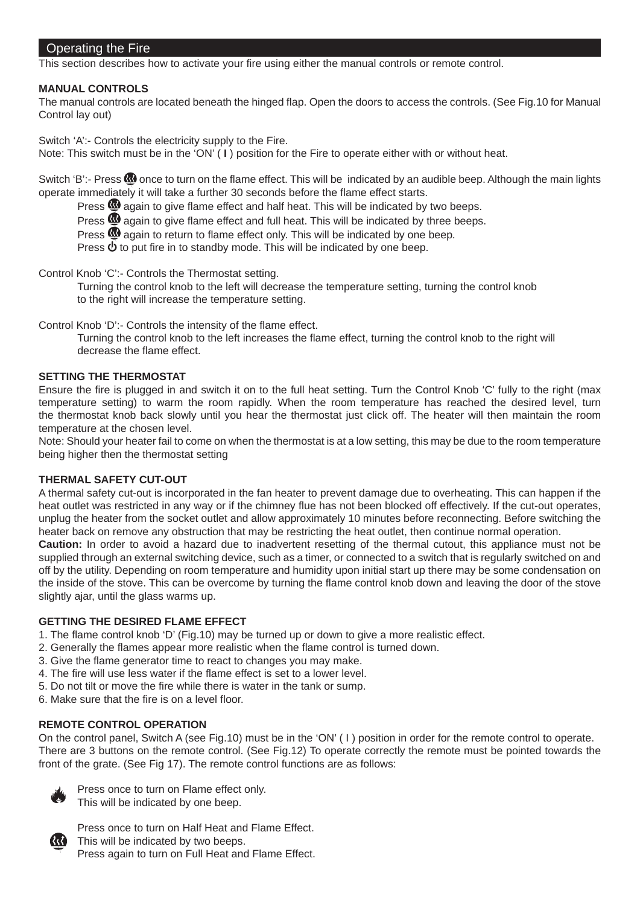## Operating the Fire

This section describes how to activate your fire using either the manual controls or remote control.

**MANUAL CONTROLS**

The manual controls are located beneath the hinged flap. Open the doors to access the controls. (See Fig.10 for Manual Control lay out)

Switch 'A':- Controls the electricity supply to the Fire.
Note: This switch must be in the 'ON' ( **I** ) position for the Fire to operate either with or without heat.

Switch 'B':- Press once to turn on the flame effect. This will be indicated by an audible beep. Although the main lights operate immediately it will take a further 30 seconds before the flame effect starts.

Press again to give flame effect and half heat. This will be indicated by two beeps.
Press again to give flame effect and full heat. This will be indicated by three beeps.
Press again to return to flame effect only. This will be indicated by one beep.
Press ⏻ to put fire in to standby mode. This will be indicated by one beep.

Control Knob 'C':- Controls the Thermostat setting.

Turning the control knob to the left will decrease the temperature setting, turning the control knob to the right will increase the temperature setting.

Control Knob 'D':- Controls the intensity of the flame effect.

Turning the control knob to the left increases the flame effect, turning the control knob to the right will decrease the flame effect.

**SETTING THE THERMOSTAT**

Ensure the fire is plugged in and switch it on to the full heat setting. Turn the Control Knob 'C' fully to the right (max temperature setting) to warm the room rapidly. When the room temperature has reached the desired level, turn the thermostat knob back slowly until you hear the thermostat just click off. The heater will then maintain the room temperature at the chosen level.
Note: Should your heater fail to come on when the thermostat is at a low setting, this may be due to the room temperature being higher then the thermostat setting

**THERMAL SAFETY CUT-OUT**

A thermal safety cut-out is incorporated in the fan heater to prevent damage due to overheating. This can happen if the heat outlet was restricted in any way or if the chimney flue has not been blocked off effectively. If the cut-out operates, unplug the heater from the socket outlet and allow approximately 10 minutes before reconnecting. Before switching the heater back on remove any obstruction that may be restricting the heat outlet, then continue normal operation.
**Caution:** In order to avoid a hazard due to inadvertent resetting of the thermal cutout, this appliance must not be supplied through an external switching device, such as a timer, or connected to a switch that is regularly switched on and off by the utility. Depending on room temperature and humidity upon initial start up there may be some condensation on the inside of the stove. This can be overcome by turning the flame control knob down and leaving the door of the stove slightly ajar, until the glass warms up.

**GETTING THE DESIRED FLAME EFFECT**

1. The flame control knob 'D' (Fig.10) may be turned up or down to give a more realistic effect.
2. Generally the flames appear more realistic when the flame control is turned down.
3. Give the flame generator time to react to changes you may make.
4. The fire will use less water if the flame effect is set to a lower level.
5. Do not tilt or move the fire while there is water in the tank or sump.
6. Make sure that the fire is on a level floor.

**REMOTE CONTROL OPERATION**

On the control panel, Switch A (see Fig.10) must be in the 'ON' ( I ) position in order for the remote control to operate.
There are 3 buttons on the remote control. (See Fig.12) To operate correctly the remote must be pointed towards the front of the grate. (See Fig 17). The remote control functions are as follows:

Press once to turn on Flame effect only.
This will be indicated by one beep.

Press once to turn on Half Heat and Flame Effect.
This will be indicated by two beeps.
Press again to turn on Full Heat and Flame Effect.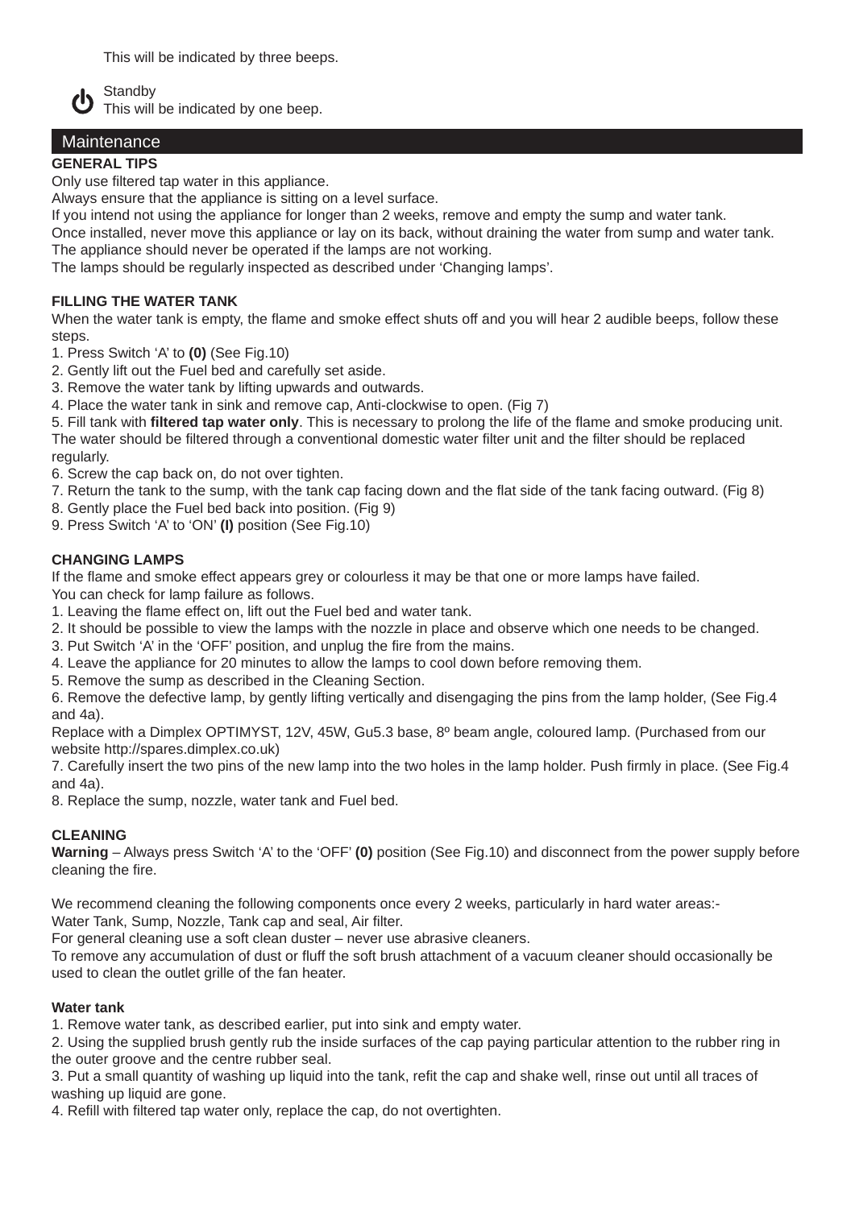This will be indicated by three beeps.

Standby
This will be indicated by one beep.

## Maintenance

**GENERAL TIPS**

Only use filtered tap water in this appliance.
Always ensure that the appliance is sitting on a level surface.
If you intend not using the appliance for longer than 2 weeks, remove and empty the sump and water tank.
Once installed, never move this appliance or lay on its back, without draining the water from sump and water tank.
The appliance should never be operated if the lamps are not working.
The lamps should be regularly inspected as described under 'Changing lamps'.

**FILLING THE WATER TANK**

When the water tank is empty, the flame and smoke effect shuts off and you will hear 2 audible beeps, follow these steps.

1. Press Switch 'A' to **(0)** (See Fig.10)
2. Gently lift out the Fuel bed and carefully set aside.
3. Remove the water tank by lifting upwards and outwards.
4. Place the water tank in sink and remove cap, Anti-clockwise to open. (Fig 7)
5. Fill tank with **filtered tap water only**. This is necessary to prolong the life of the flame and smoke producing unit. The water should be filtered through a conventional domestic water filter unit and the filter should be replaced regularly.
6. Screw the cap back on, do not over tighten.
7. Return the tank to the sump, with the tank cap facing down and the flat side of the tank facing outward. (Fig 8)
8. Gently place the Fuel bed back into position. (Fig 9)
9. Press Switch 'A' to 'ON' **(I)** position (See Fig.10)

**CHANGING LAMPS**

If the flame and smoke effect appears grey or colourless it may be that one or more lamps have failed.
You can check for lamp failure as follows.

1. Leaving the flame effect on, lift out the Fuel bed and water tank.
2. It should be possible to view the lamps with the nozzle in place and observe which one needs to be changed.
3. Put Switch 'A' in the 'OFF' position, and unplug the fire from the mains.
4. Leave the appliance for 20 minutes to allow the lamps to cool down before removing them.
5. Remove the sump as described in the Cleaning Section.
6. Remove the defective lamp, by gently lifting vertically and disengaging the pins from the lamp holder, (See Fig.4 and 4a).
   Replace with a Dimplex OPTIMYST, 12V, 45W, Gu5.3 base, 8º beam angle, coloured lamp. (Purchased from our website http://spares.dimplex.co.uk)
7. Carefully insert the two pins of the new lamp into the two holes in the lamp holder. Push firmly in place. (See Fig.4 and 4a).
8. Replace the sump, nozzle, water tank and Fuel bed.

**CLEANING**

**Warning** – Always press Switch 'A' to the 'OFF' **(0)** position (See Fig.10) and disconnect from the power supply before cleaning the fire.

We recommend cleaning the following components once every 2 weeks, particularly in hard water areas:-
Water Tank, Sump, Nozzle, Tank cap and seal, Air filter.
For general cleaning use a soft clean duster – never use abrasive cleaners.
To remove any accumulation of dust or fluff the soft brush attachment of a vacuum cleaner should occasionally be used to clean the outlet grille of the fan heater.

**Water tank**

1. Remove water tank, as described earlier, put into sink and empty water.
2. Using the supplied brush gently rub the inside surfaces of the cap paying particular attention to the rubber ring in the outer groove and the centre rubber seal.
3. Put a small quantity of washing up liquid into the tank, refit the cap and shake well, rinse out until all traces of washing up liquid are gone.
4. Refill with filtered tap water only, replace the cap, do not overtighten.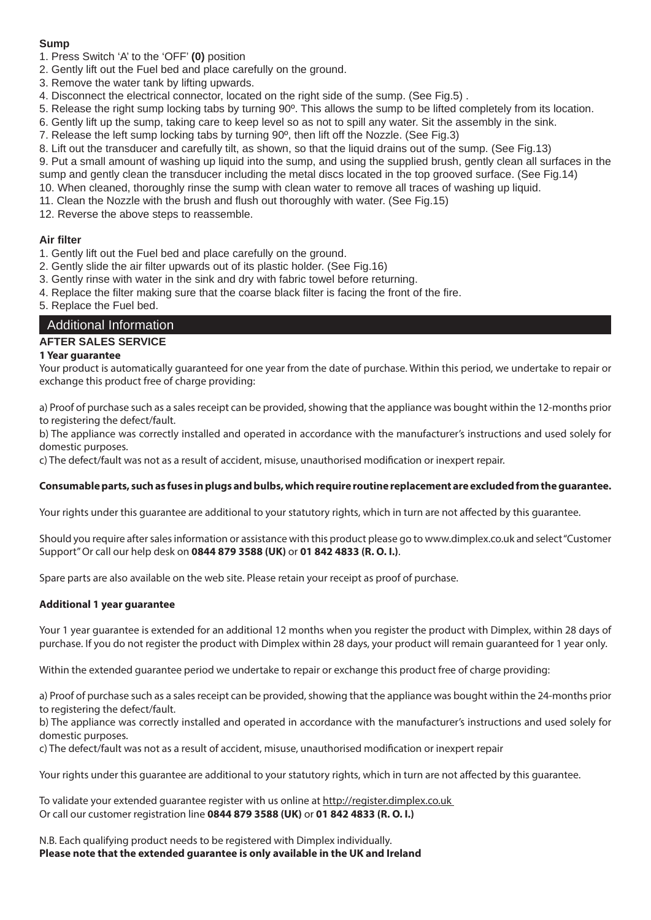### Sump

1. Press Switch ‘A’ to the ‘OFF’ **(0)** position
2. Gently lift out the Fuel bed and place carefully on the ground.
3. Remove the water tank by lifting upwards.
4. Disconnect the electrical connector, located on the right side of the sump. (See Fig.5) .
5. Release the right sump locking tabs by turning 90º. This allows the sump to be lifted completely from its location.
6. Gently lift up the sump, taking care to keep level so as not to spill any water. Sit the assembly in the sink.
7. Release the left sump locking tabs by turning 90º, then lift off the Nozzle. (See Fig.3)
8. Lift out the transducer and carefully tilt, as shown, so that the liquid drains out of the sump. (See Fig.13)
9. Put a small amount of washing up liquid into the sump, and using the supplied brush, gently clean all surfaces in the sump and gently clean the transducer including the metal discs located in the top grooved surface. (See Fig.14)
10. When cleaned, thoroughly rinse the sump with clean water to remove all traces of washing up liquid.
11. Clean the Nozzle with the brush and flush out thoroughly with water. (See Fig.15)
12. Reverse the above steps to reassemble.

### Air filter

1. Gently lift out the Fuel bed and place carefully on the ground.
2. Gently slide the air filter upwards out of its plastic holder. (See Fig.16)
3. Gently rinse with water in the sink and dry with fabric towel before returning.
4. Replace the filter making sure that the coarse black filter is facing the front of the fire.
5. Replace the Fuel bed.

## Additional Information

### AFTER SALES SERVICE

**1 Year guarantee**

Your product is automatically guaranteed for one year from the date of purchase. Within this period, we undertake to repair or exchange this product free of charge providing:

a) Proof of purchase such as a sales receipt can be provided, showing that the appliance was bought within the 12-months prior to registering the defect/fault.

b) The appliance was correctly installed and operated in accordance with the manufacturer’s instructions and used solely for domestic purposes.

c) The defect/fault was not as a result of accident, misuse, unauthorised modification or inexpert repair.

**Consumable parts, such as fuses in plugs and bulbs, which require routine replacement are excluded from the guarantee.**

Your rights under this guarantee are additional to your statutory rights, which in turn are not affected by this guarantee.

Should you require after sales information or assistance with this product please go to www.dimplex.co.uk and select “Customer Support” Or call our help desk on **0844 879 3588 (UK)** or **01 842 4833 (R. O. I.)**.

Spare parts are also available on the web site. Please retain your receipt as proof of purchase.

**Additional 1 year guarantee**

Your 1 year guarantee is extended for an additional 12 months when you register the product with Dimplex, within 28 days of purchase. If you do not register the product with Dimplex within 28 days, your product will remain guaranteed for 1 year only.

Within the extended guarantee period we undertake to repair or exchange this product free of charge providing:

a) Proof of purchase such as a sales receipt can be provided, showing that the appliance was bought within the 24-months prior to registering the defect/fault.

b) The appliance was correctly installed and operated in accordance with the manufacturer’s instructions and used solely for domestic purposes.

c) The defect/fault was not as a result of accident, misuse, unauthorised modification or inexpert repair

Your rights under this guarantee are additional to your statutory rights, which in turn are not affected by this guarantee.

To validate your extended guarantee register with us online at http://register.dimplex.co.uk
Or call our customer registration line **0844 879 3588 (UK)** or **01 842 4833 (R. O. I.)**

N.B. Each qualifying product needs to be registered with Dimplex individually.
**Please note that the extended guarantee is only available in the UK and Ireland**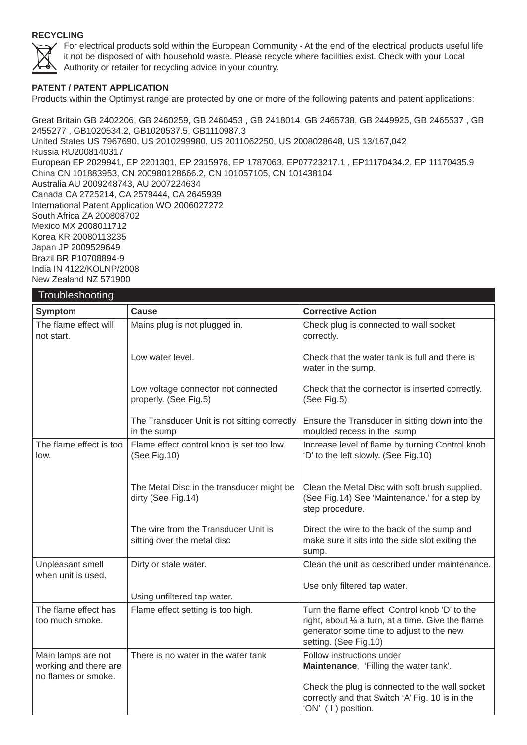**RECYCLING**

For electrical products sold within the European Community - At the end of the electrical products useful life it not be disposed of with household waste. Please recycle where facilities exist. Check with your Local Authority or retailer for recycling advice in your country.

**PATENT / PATENT APPLICATION**

Products within the Optimyst range are protected by one or more of the following patents and patent applications:

Great Britain GB 2402206, GB 2460259, GB 2460453 , GB 2418014, GB 2465738, GB 2449925, GB 2465537 , GB 2455277 , GB1020534.2, GB1020537.5, GB1110987.3
United States US 7967690, US 2010299980, US 2011062250, US 2008028648, US 13/167,042
Russia RU2008140317
European EP 2029941, EP 2201301, EP 2315976, EP 1787063, EP07723217.1 , EP11170434.2, EP 11170435.9
China CN 101883953, CN 200980128666.2, CN 101057105, CN 101438104
Australia AU 2009248743, AU 2007224634
Canada CA 2725214, CA 2579444, CA 2645939
International Patent Application WO 2006027272
South Africa ZA 200808702
Mexico MX 2008011712
Korea KR 20080113235
Japan JP 2009529649
Brazil BR P10708894-9
India IN 4122/KOLNP/2008
New Zealand NZ 571900

## Troubleshooting

| Symptom | Cause | Corrective Action |
|---|---|---|
| The flame effect will not start. | Mains plug is not plugged in. | Check plug is connected to wall socket correctly. |
| | Low water level. | Check that the water tank is full and there is water in the sump. |
| | Low voltage connector not connected properly. (See Fig.5) | Check that the connector is inserted correctly. (See Fig.5) |
| | The Transducer Unit is not sitting correctly in the sump | Ensure the Transducer in sitting down into the moulded recess in the sump |
| The flame effect is too low. | Flame effect control knob is set too low. (See Fig.10) | Increase level of flame by turning Control knob 'D' to the left slowly. (See Fig.10) |
| | The Metal Disc in the transducer might be dirty (See Fig.14) | Clean the Metal Disc with soft brush supplied. (See Fig.14) See 'Maintenance.' for a step by step procedure. |
| | The wire from the Transducer Unit is sitting over the metal disc | Direct the wire to the back of the sump and make sure it sits into the side slot exiting the sump. |
| Unpleasant smell when unit is used. | Dirty or stale water. | Clean the unit as described under maintenance. |
| | Using unfiltered tap water. | Use only filtered tap water. |
| The flame effect has too much smoke. | Flame effect setting is too high. | Turn the flame effect Control knob 'D' to the right, about ¼ a turn, at a time. Give the flame generator some time to adjust to the new setting. (See Fig.10) |
| Main lamps are not working and there are no flames or smoke. | There is no water in the water tank | Follow instructions under **Maintenance**, 'Filling the water tank'. |
| | | Check the plug is connected to the wall socket correctly and that Switch 'A' Fig. 10 is in the 'ON' ( **I** ) position. |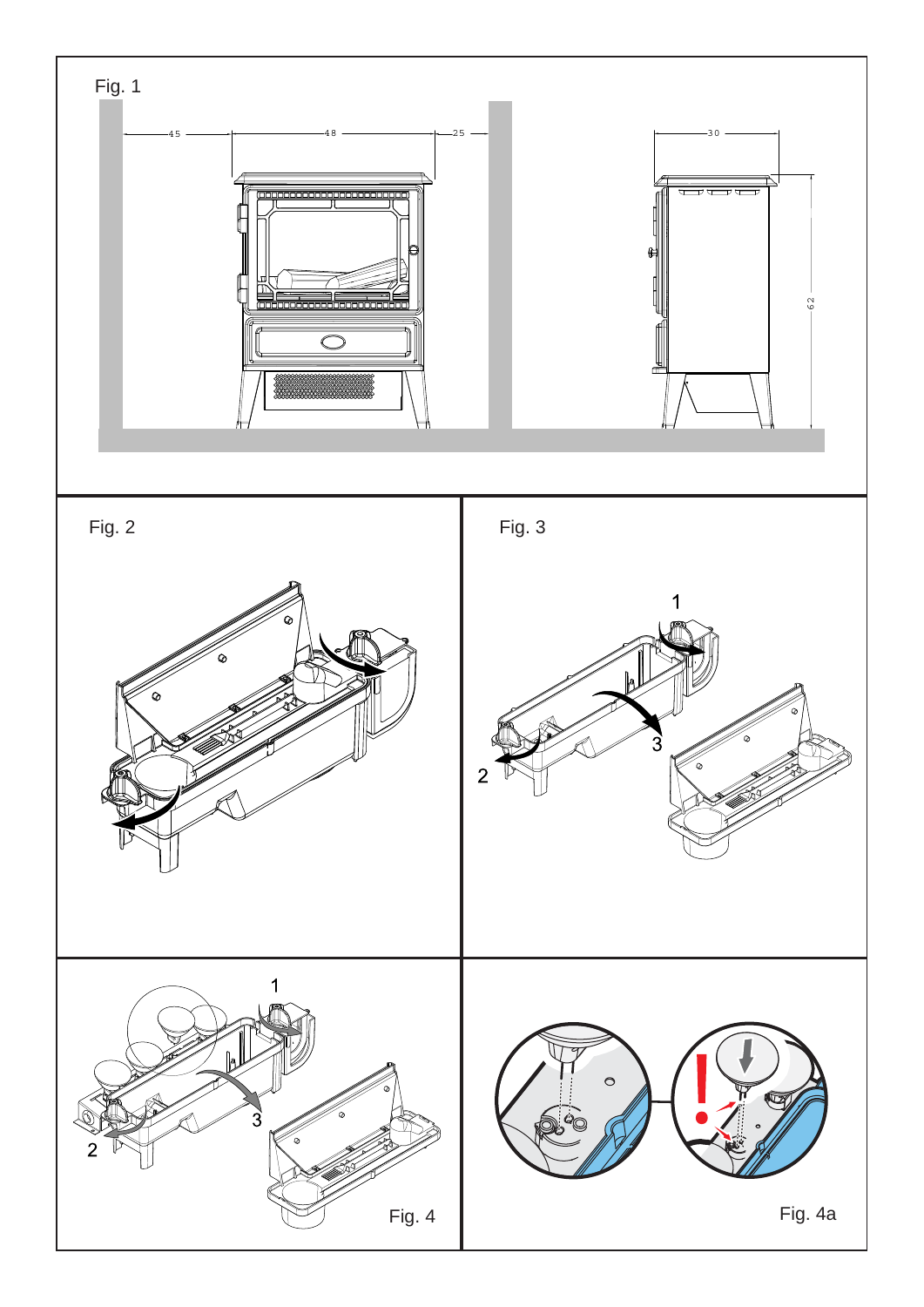Fig. 1

45 48 25 30 62

Fig. 2

Fig. 3

1

2

3

1

2

3

Fig. 4

Fig. 4a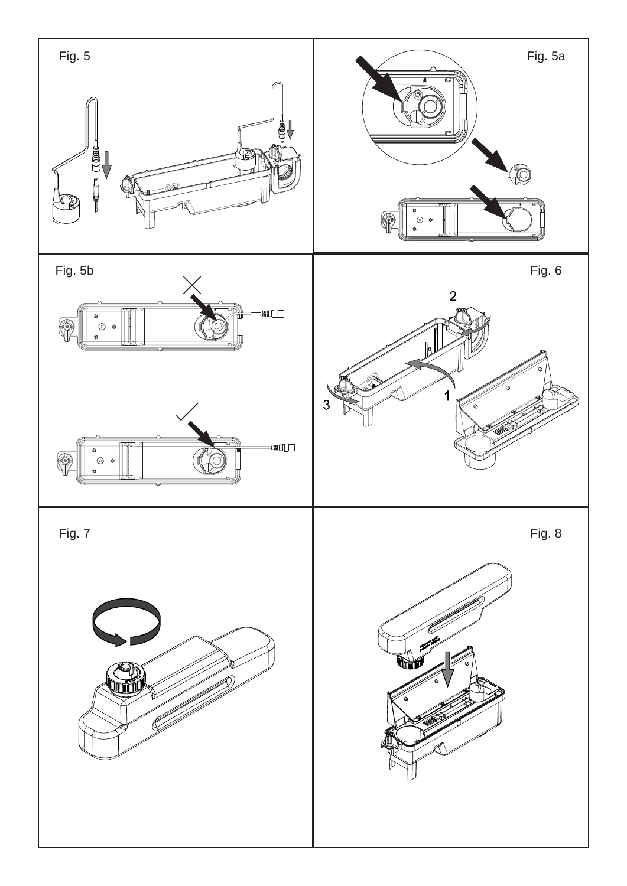Fig. 5

Fig. 5a

Fig. 5b

Fig. 6

2

1

3

Fig. 7

Fig. 8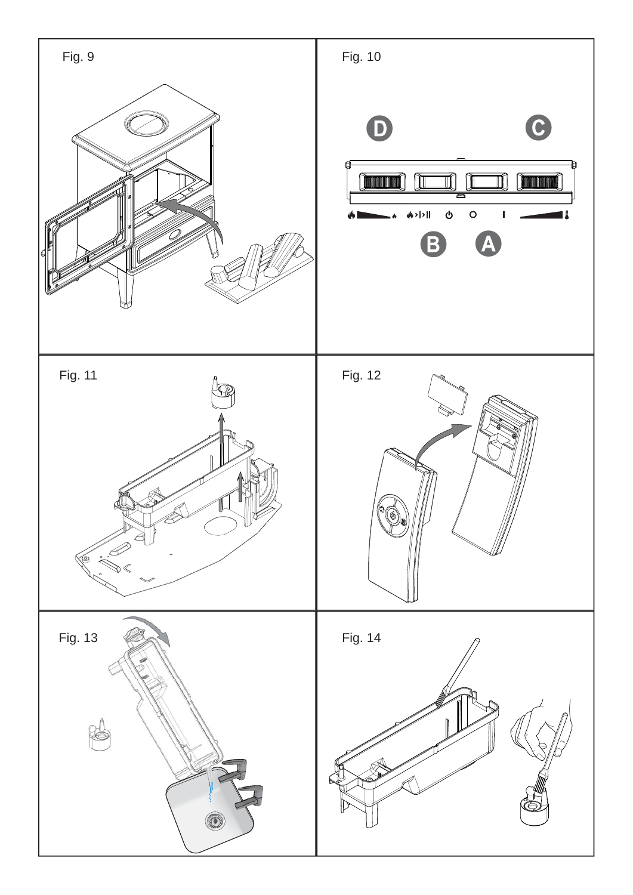Fig. 9

Fig. 10

D

C

B

A

Fig. 11

Fig. 12

Fig. 13

Fig. 14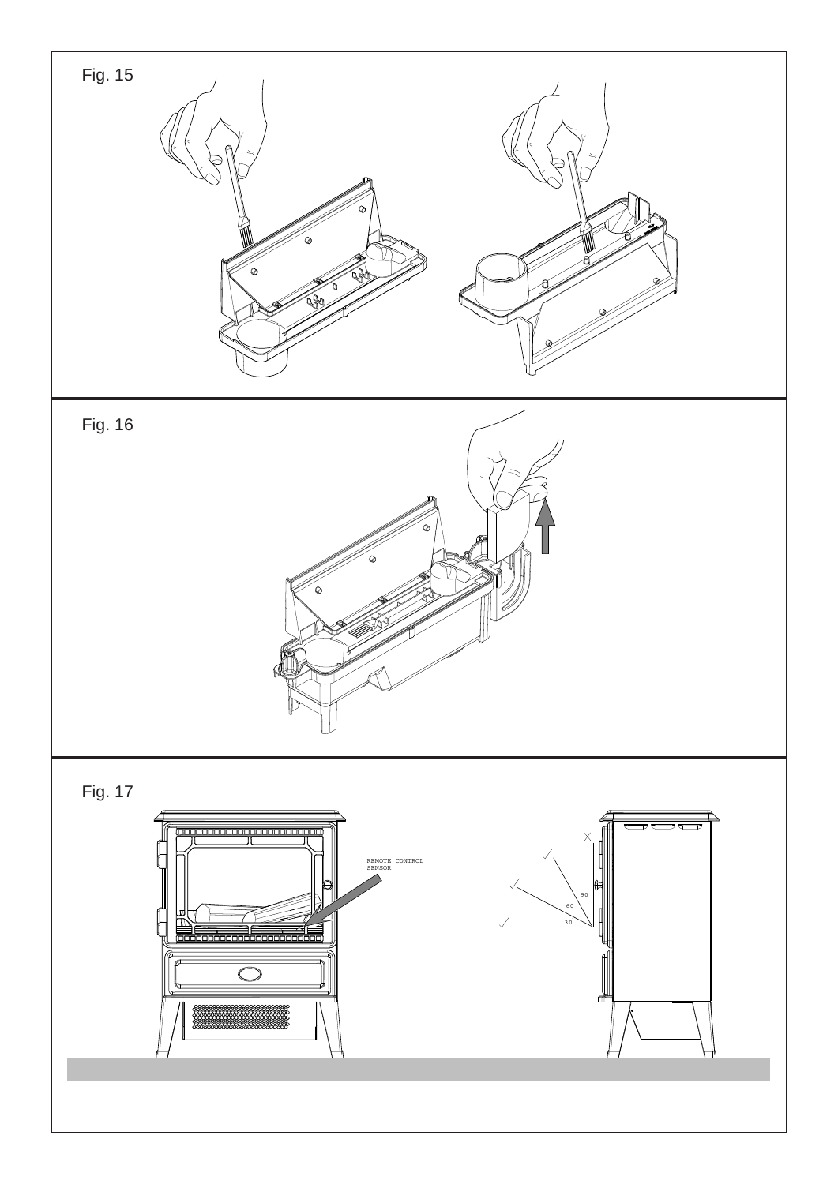Fig. 15

Fig. 16

Fig. 17

REMOTE CONTROL SENSOR

90

60

30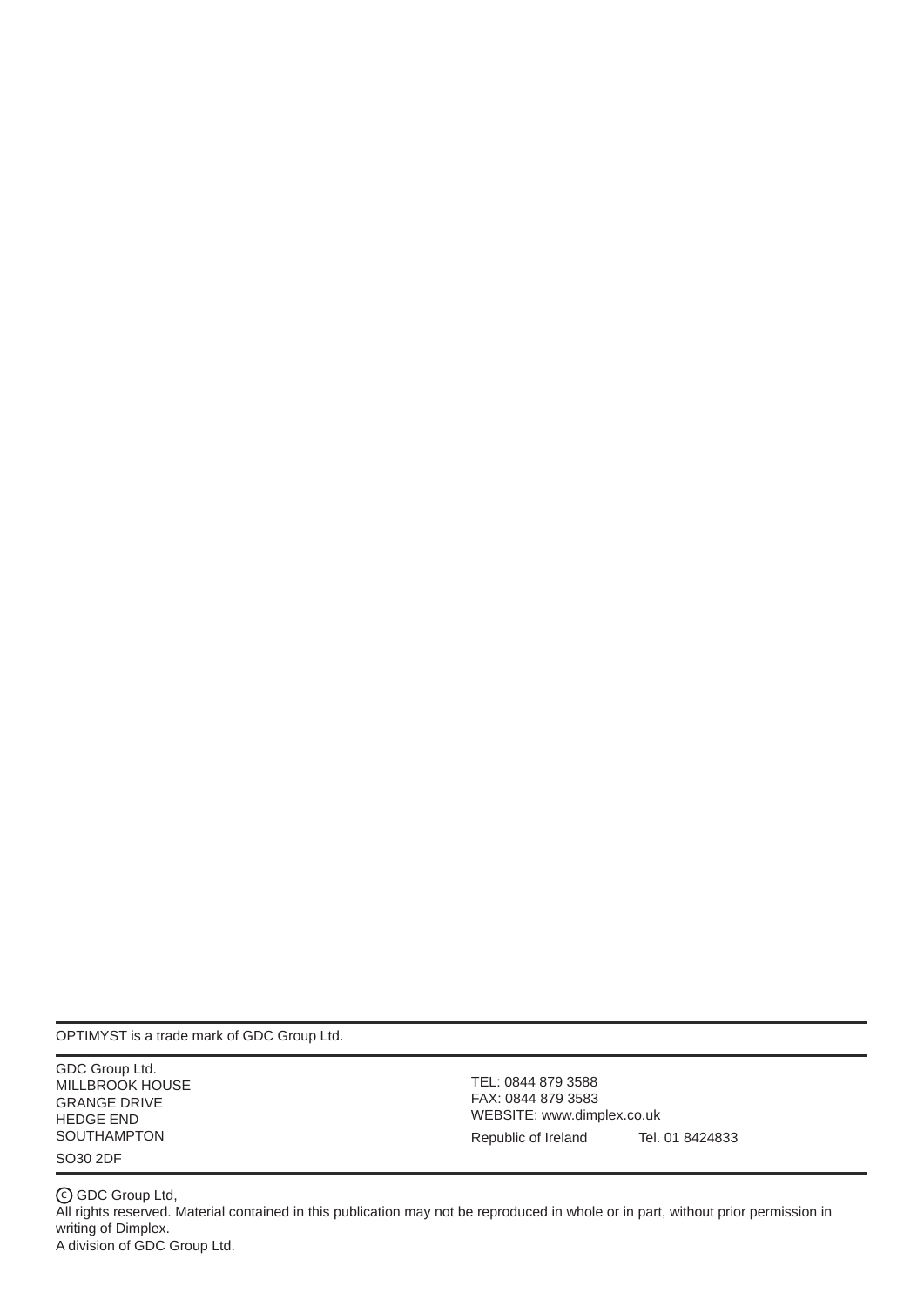OPTIMYST is a trade mark of GDC Group Ltd.

GDC Group Ltd.
MILLBROOK HOUSE
GRANGE DRIVE
HEDGE END
SOUTHAMPTON

SO30 2DF

TEL: 0844 879 3588
FAX: 0844 879 3583
WEBSITE: www.dimplex.co.uk

Republic of Ireland Tel. 01 8424833

© GDC Group Ltd,
All rights reserved. Material contained in this publication may not be reproduced in whole or in part, without prior permission in writing of Dimplex.
A division of GDC Group Ltd.